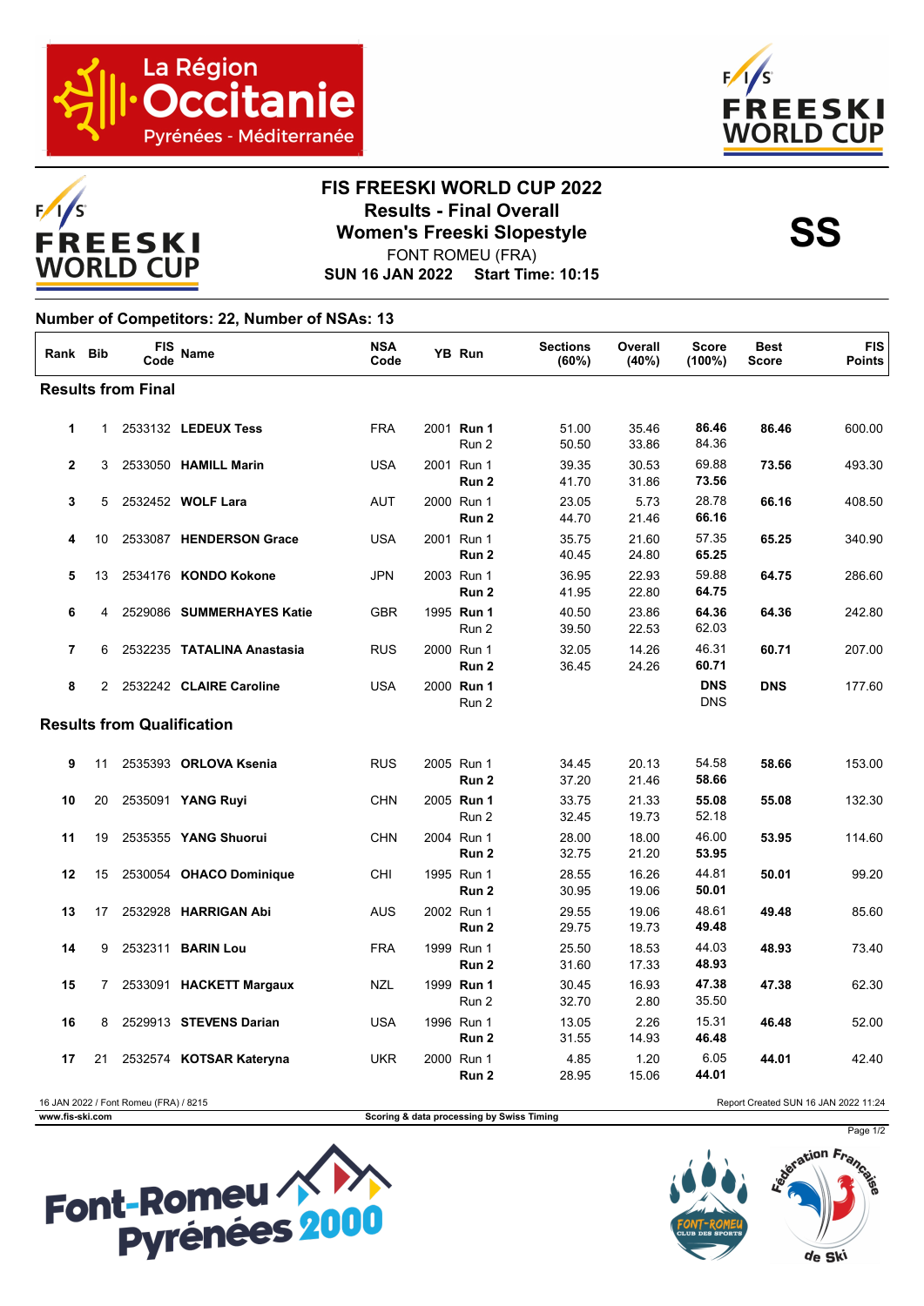# FIS FREESKI WORLD CUP 2022

## Results - Final Overall

## Women's Freeski Slopestyle

FONT ROMEU (FRA)

**SUN 16 JAN 2022 Start Time: 10:15**

**SS**

**Number of Competitors: 22, Number of NSAs: 13**

| Rank | Bib | FIS Code | Name | NSA Code | YB | Run | Sections (60%) | Overall (40%) | Score (100%) | Best Score | FIS Points |
|---|---|---|---|---|---|---|---|---|---|---|---|
| **Results from Final** | | | | | | | | | | | |
| 1 | 1 | 2533132 | **LEDEUX Tess** | FRA | 2001 | **Run 1** | 51.00 | 35.46 | **86.46** | **86.46** | 600.00 |
| | | | | | | Run 2 | 50.50 | 33.86 | 84.36 | | |
| 2 | 3 | 2533050 | **HAMILL Marin** | USA | 2001 | Run 1 | 39.35 | 30.53 | 69.88 | **73.56** | 493.30 |
| | | | | | | **Run 2** | 41.70 | 31.86 | **73.56** | | |
| 3 | 5 | 2532452 | **WOLF Lara** | AUT | 2000 | Run 1 | 23.05 | 5.73 | 28.78 | **66.16** | 408.50 |
| | | | | | | **Run 2** | 44.70 | 21.46 | **66.16** | | |
| 4 | 10 | 2533087 | **HENDERSON Grace** | USA | 2001 | Run 1 | 35.75 | 21.60 | 57.35 | **65.25** | 340.90 |
| | | | | | | **Run 2** | 40.45 | 24.80 | **65.25** | | |
| 5 | 13 | 2534176 | **KONDO Kokone** | JPN | 2003 | Run 1 | 36.95 | 22.93 | 59.88 | **64.75** | 286.60 |
| | | | | | | **Run 2** | 41.95 | 22.80 | **64.75** | | |
| 6 | 4 | 2529086 | **SUMMERHAYES Katie** | GBR | 1995 | **Run 1** | 40.50 | 23.86 | **64.36** | **64.36** | 242.80 |
| | | | | | | Run 2 | 39.50 | 22.53 | 62.03 | | |
| 7 | 6 | 2532235 | **TATALINA Anastasia** | RUS | 2000 | Run 1 | 32.05 | 14.26 | 46.31 | **60.71** | 207.00 |
| | | | | | | **Run 2** | 36.45 | 24.26 | **60.71** | | |
| 8 | 2 | 2532242 | **CLAIRE Caroline** | USA | 2000 | **Run 1** | | | **DNS** | **DNS** | 177.60 |
| | | | | | | Run 2 | | | DNS | | |
| **Results from Qualification** | | | | | | | | | | | |
| 9 | 11 | 2535393 | **ORLOVA Ksenia** | RUS | 2005 | Run 1 | 34.45 | 20.13 | 54.58 | **58.66** | 153.00 |
| | | | | | | **Run 2** | 37.20 | 21.46 | **58.66** | | |
| 10 | 20 | 2535091 | **YANG Ruyi** | CHN | 2005 | **Run 1** | 33.75 | 21.33 | **55.08** | **55.08** | 132.30 |
| | | | | | | Run 2 | 32.45 | 19.73 | 52.18 | | |
| 11 | 19 | 2535355 | **YANG Shuorui** | CHN | 2004 | Run 1 | 28.00 | 18.00 | 46.00 | **53.95** | 114.60 |
| | | | | | | **Run 2** | 32.75 | 21.20 | **53.95** | | |
| 12 | 15 | 2530054 | **OHACO Dominique** | CHI | 1995 | Run 1 | 28.55 | 16.26 | 44.81 | **50.01** | 99.20 |
| | | | | | | **Run 2** | 30.95 | 19.06 | **50.01** | | |
| 13 | 17 | 2532928 | **HARRIGAN Abi** | AUS | 2002 | Run 1 | 29.55 | 19.06 | 48.61 | **49.48** | 85.60 |
| | | | | | | **Run 2** | 29.75 | 19.73 | **49.48** | | |
| 14 | 9 | 2532311 | **BARIN Lou** | FRA | 1999 | Run 1 | 25.50 | 18.53 | 44.03 | **48.93** | 73.40 |
| | | | | | | **Run 2** | 31.60 | 17.33 | **48.93** | | |
| 15 | 7 | 2533091 | **HACKETT Margaux** | NZL | 1999 | **Run 1** | 30.45 | 16.93 | **47.38** | **47.38** | 62.30 |
| | | | | | | Run 2 | 32.70 | 2.80 | 35.50 | | |
| 16 | 8 | 2529913 | **STEVENS Darian** | USA | 1996 | Run 1 | 13.05 | 2.26 | 15.31 | **46.48** | 52.00 |
| | | | | | | **Run 2** | 31.55 | 14.93 | **46.48** | | |
| 17 | 21 | 2532574 | **KOTSAR Kateryna** | UKR | 2000 | Run 1 | 4.85 | 1.20 | 6.05 | **44.01** | 42.40 |
| | | | | | | **Run 2** | 28.95 | 15.06 | **44.01** | | |

16 JAN 2022 / Font Romeu (FRA) / 8215 — Report Created SUN 16 JAN 2022 11:24

www.fis-ski.com — Scoring & data processing by Swiss Timing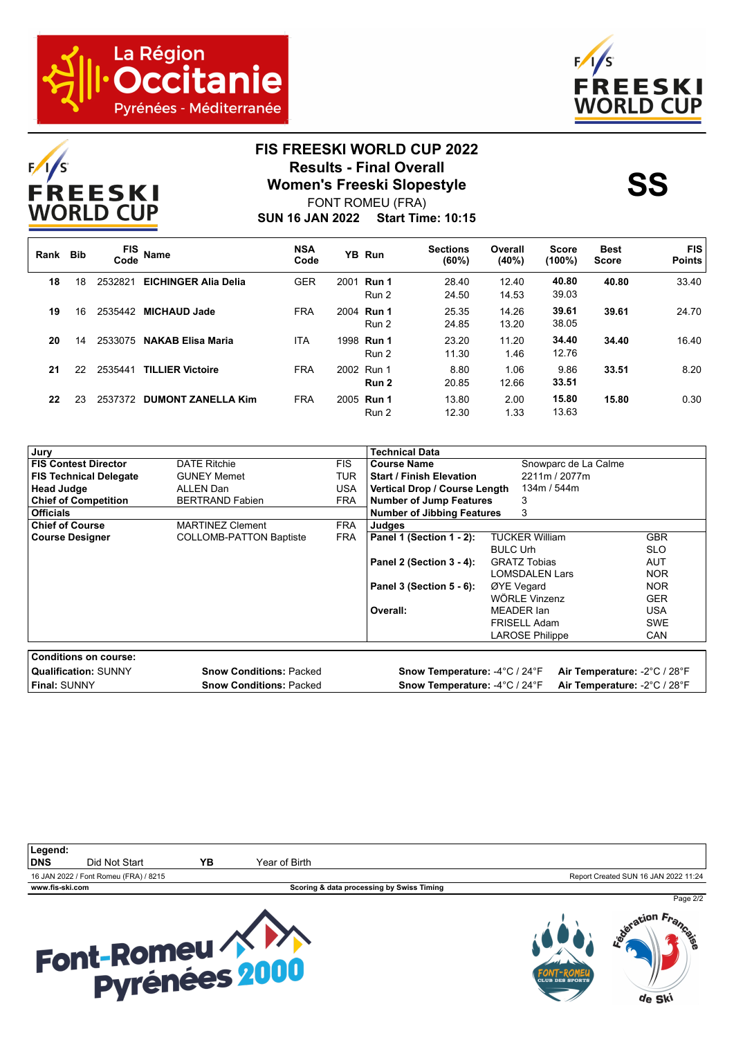# FIS FREESKI WORLD CUP 2022

## Results - Final Overall

## Women's Freeski Slopestyle

FONT ROMEU (FRA)

**SUN 16 JAN 2022 Start Time: 10:15**

**SS**

| Rank | Bib | FIS Code | Name | NSA Code | YB | Run | Sections (60%) | Overall (40%) | Score (100%) | Best Score | FIS Points |
|---|---|---|---|---|---|---|---|---|---|---|---|
| **18** | 18 | 2532821 | **EICHINGER Alia Delia** | GER | 2001 | **Run 1** | 28.40 | 12.40 | **40.80** | **40.80** | 33.40 |
| | | | | | | Run 2 | 24.50 | 14.53 | 39.03 | | |
| **19** | 16 | 2535442 | **MICHAUD Jade** | FRA | 2004 | **Run 1** | 25.35 | 14.26 | **39.61** | **39.61** | 24.70 |
| | | | | | | Run 2 | 24.85 | 13.20 | 38.05 | | |
| **20** | 14 | 2533075 | **NAKAB Elisa Maria** | ITA | 1998 | **Run 1** | 23.20 | 11.20 | **34.40** | **34.40** | 16.40 |
| | | | | | | Run 2 | 11.30 | 1.46 | 12.76 | | |
| **21** | 22 | 2535441 | **TILLIER Victoire** | FRA | 2002 | Run 1 | 8.80 | 1.06 | 9.86 | **33.51** | 8.20 |
| | | | | | | **Run 2** | 20.85 | 12.66 | **33.51** | | |
| **22** | 23 | 2537372 | **DUMONT ZANELLA Kim** | FRA | 2005 | **Run 1** | 13.80 | 2.00 | **15.80** | **15.80** | 0.30 |
| | | | | | | Run 2 | 12.30 | 1.33 | 13.63 | | |

| Jury | | |
|---|---|---|
| **FIS Contest Director** | DATE Ritchie | FIS |
| **FIS Technical Delegate** | GUNEY Memet | TUR |
| **Head Judge** | ALLEN Dan | USA |
| **Chief of Competition** | BERTRAND Fabien | FRA |
| **Officials** | | |
| **Chief of Course** | MARTINEZ Clement | FRA |
| **Course Designer** | COLLOMB-PATTON Baptiste | FRA |

| Technical Data | | |
|---|---|---|
| **Course Name** | Snowparc de La Calme | |
| **Start / Finish Elevation** | 2211m / 2077m | |
| **Vertical Drop / Course Length** | 134m / 544m | |
| **Number of Jump Features** | 3 | |
| **Number of Jibbing Features** | 3 | |
| **Judges** | | |
| **Panel 1 (Section 1 - 2):** | TUCKER William | GBR |
| | BULC Urh | SLO |
| **Panel 2 (Section 3 - 4):** | GRATZ Tobias | AUT |
| | LOMSDALEN Lars | NOR |
| **Panel 3 (Section 5 - 6):** | ØYE Vegard | NOR |
| | WÖRLE Vinzenz | GER |
| **Overall:** | MEADER Ian | USA |
| | FRISELL Adam | SWE |
| | LAROSE Philippe | CAN |

| Conditions on course: | | | |
|---|---|---|---|
| **Qualification:** SUNNY | **Snow Conditions:** Packed | **Snow Temperature:** -4°C / 24°F | **Air Temperature:** -2°C / 28°F |
| **Final:** SUNNY | **Snow Conditions:** Packed | **Snow Temperature:** -4°C / 24°F | **Air Temperature:** -2°C / 28°F |

**Legend:**
**DNS** Did Not Start **YB** Year of Birth

16 JAN 2022 / Font Romeu (FRA) / 8215 — Report Created SUN 16 JAN 2022 11:24

www.fis-ski.com — Scoring & data processing by Swiss Timing